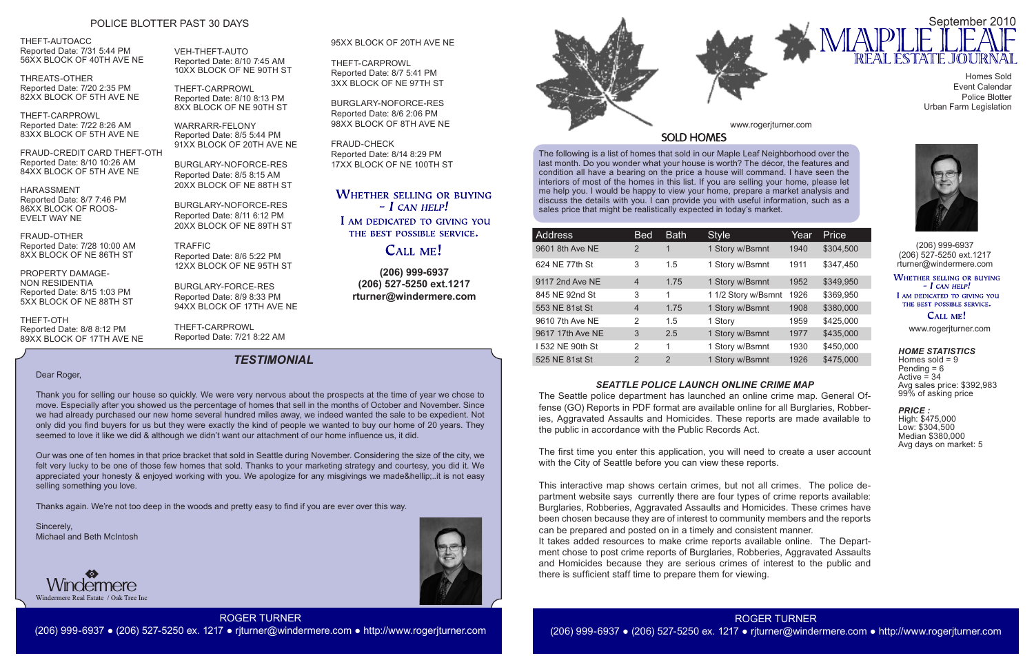## POLICE BLOTTER PAST 30 DAYS

THEFT-AUTOACC
Reported Date: 7/31 5:44 PM
56XX BLOCK OF 40TH AVE NE

THREATS-OTHER
Reported Date: 7/20 2:35 PM
82XX BLOCK OF 5TH AVE NE

THEFT-CARPROWL
Reported Date: 7/22 8:26 AM
83XX BLOCK OF 5TH AVE NE

FRAUD-CREDIT CARD THEFT-OTH
Reported Date: 8/10 10:26 AM
84XX BLOCK OF 5TH AVE NE

HARASSMENT
Reported Date: 8/7 7:46 PM
86XX BLOCK OF ROOS-EVELT WAY NE

FRAUD-OTHER
Reported Date: 7/28 10:00 AM
8XX BLOCK OF NE 86TH ST

PROPERTY DAMAGE-NON RESIDENTIA
Reported Date: 8/15 1:03 PM
5XX BLOCK OF NE 88TH ST

THEFT-OTH
Reported Date: 8/8 8:12 PM
89XX BLOCK OF 17TH AVE NE

VEH-THEFT-AUTO
Reported Date: 8/10 7:45 AM
10XX BLOCK OF NE 90TH ST

THEFT-CARPROWL
Reported Date: 8/10 8:13 PM
8XX BLOCK OF NE 90TH ST

WARRARR-FELONY
Reported Date: 8/5 5:44 PM
91XX BLOCK OF 20TH AVE NE

BURGLARY-NOFORCE-RES
Reported Date: 8/5 8:15 AM
20XX BLOCK OF NE 88TH ST

BURGLARY-NOFORCE-RES
Reported Date: 8/11 6:12 PM
20XX BLOCK OF NE 89TH ST

TRAFFIC
Reported Date: 8/6 5:22 PM
12XX BLOCK OF NE 95TH ST

BURGLARY-FORCE-RES
Reported Date: 8/9 8:33 PM
94XX BLOCK OF 17TH AVE NE

THEFT-CARPROWL
Reported Date: 7/21 8:22 AM
95XX BLOCK OF 20TH AVE NE

THEFT-CARPROWL
Reported Date: 8/7 5:41 PM
3XX BLOCK OF NE 97TH ST

BURGLARY-NOFORCE-RES
Reported Date: 8/6 2:06 PM
98XX BLOCK OF 8TH AVE NE

FRAUD-CHECK
Reported Date: 8/14 8:29 PM
17XX BLOCK OF NE 100TH ST

**WHETHER SELLING OR BUYING - I CAN HELP!**
**I AM DEDICATED TO GIVING YOU THE BEST POSSIBLE SERVICE.**
**CALL ME!**

**(206) 999-6937**
**(206) 527-5250 ext.1217**
**rturner@windermere.com**

## *TESTIMONIAL*

Dear Roger,

Thank you for selling our house so quickly. We were very nervous about the prospects at the time of year we chose to move. Especially after you showed us the percentage of homes that sell in the months of October and November. Since we had already purchased our new home several hundred miles away, we indeed wanted the sale to be expedient. Not only did you find buyers for us but they were exactly the kind of people we wanted to buy our home of 20 years. They seemed to love it like we did & although we didn't want our attachment of our home influence us, it did.

Our was one of ten homes in that price bracket that sold in Seattle during November. Considering the size of the city, we felt very lucky to be one of those few homes that sold. Thanks to your marketing strategy and courtesy, you did it. We appreciated your honesty & enjoyed working with you. We apologize for any misgivings we made&hellip;..it is not easy selling something you love.

Thanks again. We're not too deep in the woods and pretty easy to find if you are ever over this way.

Sincerely,
Michael and Beth McIntosh

Windermere
Windermere Real Estate / Oak Tree Inc

ROGER TURNER
(206) 999-6937 • (206) 527-5250 ex. 1217 • rjturner@windermere.com • http://www.rogerjturner.com

# MAPLE LEAF REAL ESTATE JOURNAL

September 2010

Homes Sold
Event Calendar
Police Blotter
Urban Farm Legislation

www.rogerjturner.com

## SOLD HOMES

The following is a list of homes that sold in our Maple Leaf Neighborhood over the last month. Do you wonder what your house is worth? The décor, the features and condition all have a bearing on the price a house will command. I have seen the interiors of most of the homes in this list. If you are selling your home, please let me help you. I would be happy to view your home, prepare a market analysis and discuss the details with you. I can provide you with useful information, such as a sales price that might be realistically expected in today's market.

| Address | Bed | Bath | Style | Year | Price |
|---|---|---|---|---|---|
| 9601 8th Ave NE | 2 | 1 | 1 Story w/Bsmnt | 1940 | $304,500 |
| 624 NE 77th St | 3 | 1.5 | 1 Story w/Bsmnt | 1911 | $347,450 |
| 9117 2nd Ave NE | 4 | 1.75 | 1 Story w/Bsmnt | 1952 | $349,950 |
| 845 NE 92nd St | 3 | 1 | 1 1/2 Story w/Bsmnt | 1926 | $369,950 |
| 553 NE 81st St | 4 | 1.75 | 1 Story w/Bsmnt | 1908 | $380,000 |
| 9610 7th Ave NE | 2 | 1.5 | 1 Story | 1959 | $425,000 |
| 9617 17th Ave NE | 3 | 2.5 | 1 Story w/Bsmnt | 1977 | $435,000 |
| I 532 NE 90th St | 2 | 1 | 1 Story w/Bsmnt | 1930 | $450,000 |
| 525 NE 81st St | 2 | 2 | 1 Story w/Bsmnt | 1926 | $475,000 |

### *SEATTLE POLICE LAUNCH ONLINE CRIME MAP*

The Seattle police department has launched an online crime map. General Offense (GO) Reports in PDF format are available online for all Burglaries, Robberies, Aggravated Assaults and Homicides. These reports are made available to the public in accordance with the Public Records Act.

The first time you enter this application, you will need to create a user account with the City of Seattle before you can view these reports.

This interactive map shows certain crimes, but not all crimes. The police department website says currently there are four types of crime reports available: Burglaries, Robberies, Aggravated Assaults and Homicides. These crimes have been chosen because they are of interest to community members and the reports can be prepared and posted on in a timely and consistent manner.
It takes added resources to make crime reports available online. The Department chose to post crime reports of Burglaries, Robberies, Aggravated Assaults and Homicides because they are serious crimes of interest to the public and there is sufficient staff time to prepare them for viewing.

(206) 999-6937
(206) 527-5250 ext.1217
rturner@windermere.com

**WHETHER SELLING OR BUYING - I CAN HELP!**
**I AM DEDICATED TO GIVING YOU THE BEST POSSIBLE SERVICE.**
**CALL ME!**
www.rogerjturner.com

***HOME STATISTICS***
Homes sold = 9
Pending = 6
Active = 34
Avg sales price: $392,983
99% of asking price

***PRICE :***
High: $475,000
Low: $304,500
Median $380,000
Avg days on market: 5

ROGER TURNER
(206) 999-6937 • (206) 527-5250 ex. 1217 • rjturner@windermere.com • http://www.rogerjturner.com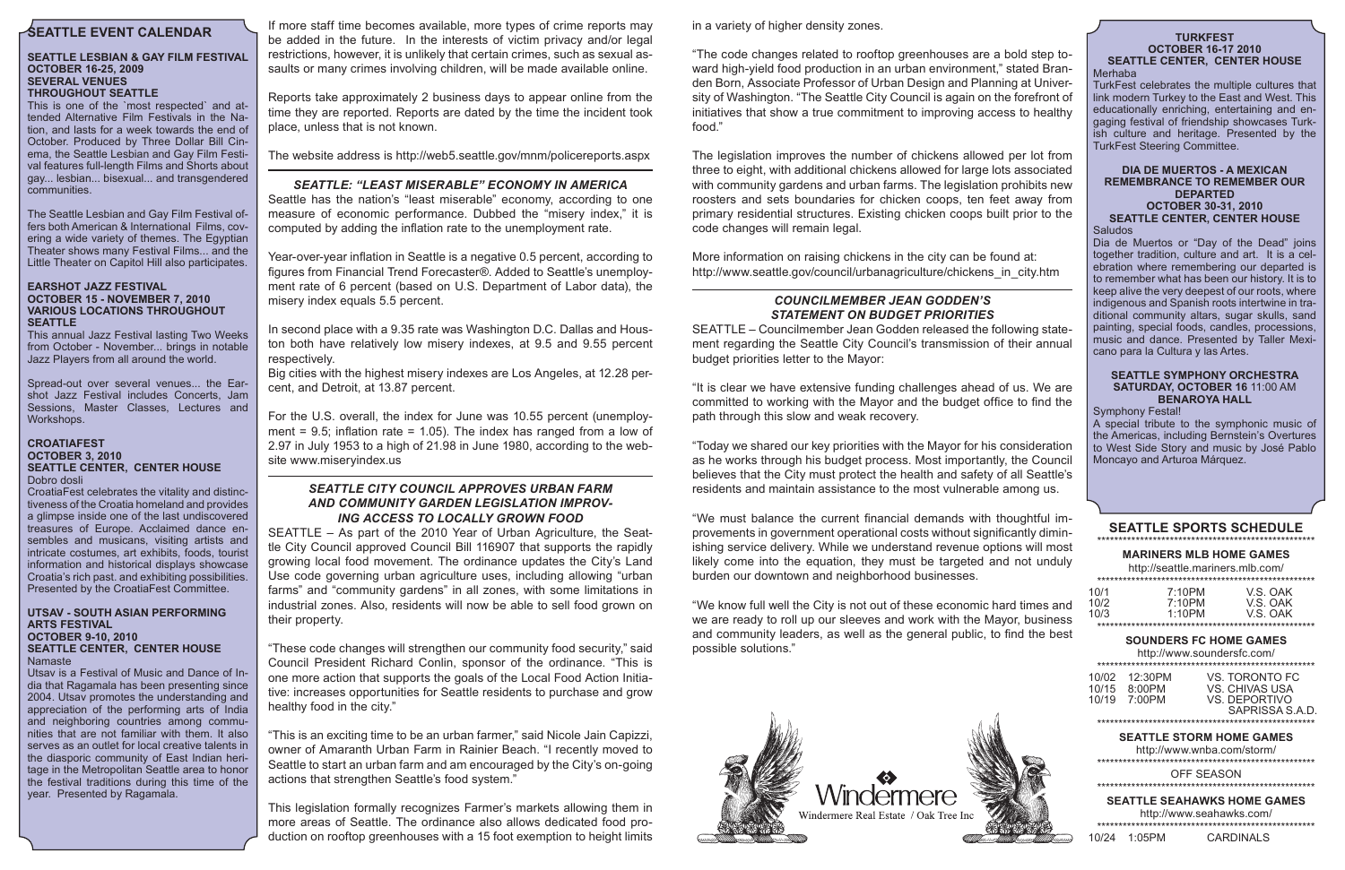## SEATTLE EVENT CALENDAR

**SEATTLE LESBIAN & GAY FILM FESTIVAL**
**OCTOBER 16-25, 2009**
**SEVERAL VENUES THROUGHOUT SEATTLE**

This is one of the `most respected` and attended Alternative Film Festivals in the Nation, and lasts for a week towards the end of October. Produced by Three Dollar Bill Cinema, the Seattle Lesbian and Gay Film Festival features full-length Films and Shorts about gay... lesbian... bisexual... and transgendered communities.

The Seattle Lesbian and Gay Film Festival offers both American & International Films, covering a wide variety of themes. The Egyptian Theater shows many Festival Films... and the Little Theater on Capitol Hill also participates.

**EARSHOT JAZZ FESTIVAL**
**OCTOBER 15 - NOVEMBER 7, 2010**
**VARIOUS LOCATIONS THROUGHOUT SEATTLE**

This annual Jazz Festival lasting Two Weeks from October - November... brings in notable Jazz Players from all around the world.

Spread-out over several venues... the Earshot Jazz Festival includes Concerts, Jam Sessions, Master Classes, Lectures and Workshops.

**CROATIAFEST**
**OCTOBER 3, 2010**
**SEATTLE CENTER, CENTER HOUSE**

Dobro dosli

CroatiaFest celebrates the vitality and distinctiveness of the Croatia homeland and provides a glimpse inside one of the last undiscovered treasures of Europe. Acclaimed dance ensembles and musicans, visiting artists and intricate costumes, art exhibits, foods, tourist information and historical displays showcase Croatia's rich past. and exhibiting possibilities. Presented by the CroatiaFest Committee.

**UTSAV - SOUTH ASIAN PERFORMING ARTS FESTIVAL**
**OCTOBER 9-10, 2010**
**SEATTLE CENTER, CENTER HOUSE**

Namaste

Utsav is a Festival of Music and Dance of India that Ragamala has been presenting since 2004. Utsav promotes the understanding and appreciation of the performing arts of India and neighboring countries among communities that are not familiar with them. It also serves as an outlet for local creative talents in the diasporic community of East Indian heritage in the Metropolitan Seattle area to honor the festival traditions during this time of the year. Presented by Ragamala.

If more staff time becomes available, more types of crime reports may be added in the future. In the interests of victim privacy and/or legal restrictions, however, it is unlikely that certain crimes, such as sexual assaults or many crimes involving children, will be made available online.

Reports take approximately 2 business days to appear online from the time they are reported. Reports are dated by the time the incident took place, unless that is not known.

The website address is http://web5.seattle.gov/mnm/policereports.aspx

### *SEATTLE: "LEAST MISERABLE" ECONOMY IN AMERICA*

Seattle has the nation's "least miserable" economy, according to one measure of economic performance. Dubbed the "misery index," it is computed by adding the inflation rate to the unemployment rate.

Year-over-year inflation in Seattle is a negative 0.5 percent, according to figures from Financial Trend Forecaster®. Added to Seattle's unemployment rate of 6 percent (based on U.S. Department of Labor data), the misery index equals 5.5 percent.

In second place with a 9.35 rate was Washington D.C. Dallas and Houston both have relatively low misery indexes, at 9.5 and 9.55 percent respectively.

Big cities with the highest misery indexes are Los Angeles, at 12.28 percent, and Detroit, at 13.87 percent.

For the U.S. overall, the index for June was 10.55 percent (unemployment = 9.5; inflation rate = 1.05). The index has ranged from a low of 2.97 in July 1953 to a high of 21.98 in June 1980, according to the website www.miseryindex.us

### *SEATTLE CITY COUNCIL APPROVES URBAN FARM AND COMMUNITY GARDEN LEGISLATION IMPROVING ACCESS TO LOCALLY GROWN FOOD*

SEATTLE – As part of the 2010 Year of Urban Agriculture, the Seattle City Council approved Council Bill 116907 that supports the rapidly growing local food movement. The ordinance updates the City's Land Use code governing urban agriculture uses, including allowing "urban farms" and "community gardens" in all zones, with some limitations in industrial zones. Also, residents will now be able to sell food grown on their property.

"These code changes will strengthen our community food security," said Council President Richard Conlin, sponsor of the ordinance. "This is one more action that supports the goals of the Local Food Action Initiative: increases opportunities for Seattle residents to purchase and grow healthy food in the city."

"This is an exciting time to be an urban farmer," said Nicole Jain Capizzi, owner of Amaranth Urban Farm in Rainier Beach. "I recently moved to Seattle to start an urban farm and am encouraged by the City's on-going actions that strengthen Seattle's food system."

This legislation formally recognizes Farmer's markets allowing them in more areas of Seattle. The ordinance also allows dedicated food production on rooftop greenhouses with a 15 foot exemption to height limits in a variety of higher density zones.

"The code changes related to rooftop greenhouses are a bold step toward high-yield food production in an urban environment," stated Branden Born, Associate Professor of Urban Design and Planning at University of Washington. "The Seattle City Council is again on the forefront of initiatives that show a true commitment to improving access to healthy food."

The legislation improves the number of chickens allowed per lot from three to eight, with additional chickens allowed for large lots associated with community gardens and urban farms. The legislation prohibits new roosters and sets boundaries for chicken coops, ten feet away from primary residential structures. Existing chicken coops built prior to the code changes will remain legal.

More information on raising chickens in the city can be found at:
http://www.seattle.gov/council/urbanagriculture/chickens_in_city.htm

### *COUNCILMEMBER JEAN GODDEN'S STATEMENT ON BUDGET PRIORITIES*

SEATTLE – Councilmember Jean Godden released the following statement regarding the Seattle City Council's transmission of their annual budget priorities letter to the Mayor:

"It is clear we have extensive funding challenges ahead of us. We are committed to working with the Mayor and the budget office to find the path through this slow and weak recovery.

"Today we shared our key priorities with the Mayor for his consideration as he works through his budget process. Most importantly, the Council believes that the City must protect the health and safety of all Seattle's residents and maintain assistance to the most vulnerable among us.

"We must balance the current financial demands with thoughtful improvements in government operational costs without significantly diminishing service delivery. While we understand revenue options will most likely come into the equation, they must be targeted and not unduly burden our downtown and neighborhood businesses.

"We know full well the City is not out of these economic hard times and we are ready to roll up our sleeves and work with the Mayor, business and community leaders, as well as the general public, to find the best possible solutions."

Windermere
Windermere Real Estate / Oak Tree Inc

**TURKFEST**
**OCTOBER 16-17 2010**
**SEATTLE CENTER, CENTER HOUSE**

Merhaba

TurkFest celebrates the multiple cultures that link modern Turkey to the East and West. This educationally enriching, entertaining and engaging festival of friendship showcases Turkish culture and heritage. Presented by the TurkFest Steering Committee.

**DIA DE MUERTOS - A MEXICAN REMEMBRANCE TO REMEMBER OUR DEPARTED**
**OCTOBER 30-31, 2010**
**SEATTLE CENTER, CENTER HOUSE**

Saludos

Dia de Muertos or "Day of the Dead" joins together tradition, culture and art. It is a celebration where remembering our departed is to remember what has been our history. It is to keep alive the very deepest of our roots, where indigenous and Spanish roots intertwine in traditional community altars, sugar skulls, sand painting, special foods, candles, processions, music and dance. Presented by Taller Mexicano para la Cultura y las Artes.

**SEATTLE SYMPHONY ORCHESTRA**
**SATURDAY, OCTOBER 16** 11:00 AM
**BENAROYA HALL**

Symphony Festal!

A special tribute to the symphonic music of the Americas, including Bernstein's Overtures to West Side Story and music by José Pablo Moncayo and Arturoa Márquez.

## SEATTLE SPORTS SCHEDULE

**MARINERS MLB HOME GAMES**
http://seattle.mariners.mlb.com/

| | | |
|---|---|---|
| 10/1 | 7:10PM | V.S. OAK |
| 10/2 | 7:10PM | V.S. OAK |
| 10/3 | 1:10PM | V.S. OAK |

**SOUNDERS FC HOME GAMES**
http://www.soundersfc.com/

| | | |
|---|---|---|
| 10/02 | 12:30PM | VS. TORONTO FC |
| 10/15 | 8:00PM | VS. CHIVAS USA |
| 10/19 | 7:00PM | VS. DEPORTIVO SAPRISSA S.A.D. |

**SEATTLE STORM HOME GAMES**
http://www.wnba.com/storm/

OFF SEASON

**SEATTLE SEAHAWKS HOME GAMES**
http://www.seahawks.com/

| | | |
|---|---|---|
| 10/24 | 1:05PM | CARDINALS |